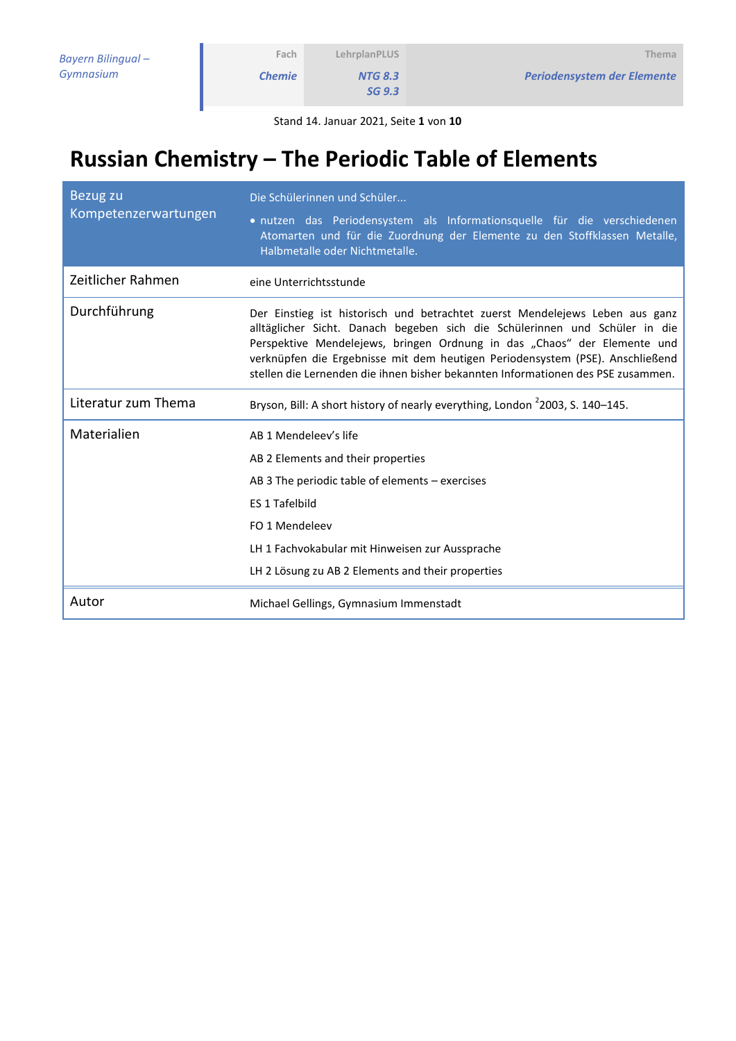| Bayern Bilingual – Gymnasium | Fach | LehrplanPLUS | Thema |
|---|---|---|---|
| | *Chemie* | *NTG 8.3* *SG 9.3* | *Periodensystem der Elemente* |

Stand 14. Januar 2021

# Russian Chemistry – The Periodic Table of Elements

| Bezug zu Kompetenzerwartungen | Die Schülerinnen und Schüler... <br>• nutzen das Periodensystem als Informationsquelle für die verschiedenen Atomarten und für die Zuordnung der Elemente zu den Stoffklassen Metalle, Halbmetalle oder Nichtmetalle. |
|---|---|
| Zeitlicher Rahmen | eine Unterrichtsstunde |
| Durchführung | Der Einstieg ist historisch und betrachtet zuerst Mendelejews Leben aus ganz alltäglicher Sicht. Danach begeben sich die Schülerinnen und Schüler in die Perspektive Mendelejews, bringen Ordnung in das „Chaos" der Elemente und verknüpfen die Ergebnisse mit dem heutigen Periodensystem (PSE). Anschließend stellen die Lernenden die ihnen bisher bekannten Informationen des PSE zusammen. |
| Literatur zum Thema | Bryson, Bill: A short history of nearly everything, London [2]2003, S. 140–145. |
| Materialien | AB 1 Mendeleev's life <br>AB 2 Elements and their properties <br>AB 3 The periodic table of elements – exercises <br>ES 1 Tafelbild <br>FO 1 Mendeleev <br>LH 1 Fachvokabular mit Hinweisen zur Aussprache <br>LH 2 Lösung zu AB 2 Elements and their properties |
| Autor | Michael Gellings, Gymnasium Immenstadt |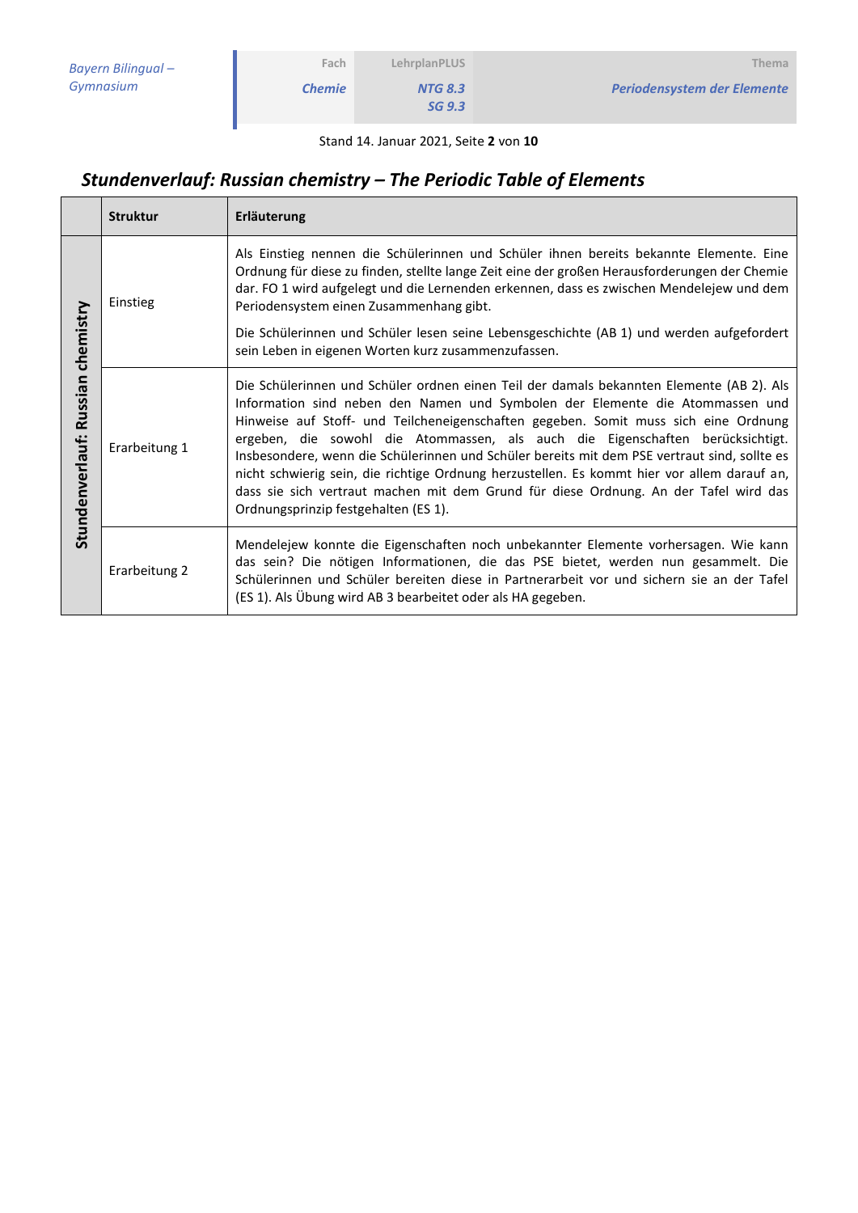## *Stundenverlauf: Russian chemistry – The Periodic Table of Elements*

| | Struktur | Erläuterung |
|---|---|---|
| **Stundenverlauf: Russian chemistry** | Einstieg | Als Einstieg nennen die Schülerinnen und Schüler ihnen bereits bekannte Elemente. Eine Ordnung für diese zu finden, stellte lange Zeit eine der großen Herausforderungen der Chemie dar. FO 1 wird aufgelegt und die Lernenden erkennen, dass es zwischen Mendelejew und dem Periodensystem einen Zusammenhang gibt.<br><br>Die Schülerinnen und Schüler lesen seine Lebensgeschichte (AB 1) und werden aufgefordert sein Leben in eigenen Worten kurz zusammenzufassen. |
| | Erarbeitung 1 | Die Schülerinnen und Schüler ordnen einen Teil der damals bekannten Elemente (AB 2). Als Information sind neben den Namen und Symbolen der Elemente die Atommassen und Hinweise auf Stoff- und Teilcheneigenschaften gegeben. Somit muss sich eine Ordnung ergeben, die sowohl die Atommassen, als auch die Eigenschaften berücksichtigt. Insbesondere, wenn die Schülerinnen und Schüler bereits mit dem PSE vertraut sind, sollte es nicht schwierig sein, die richtige Ordnung herzustellen. Es kommt hier vor allem darauf an, dass sie sich vertraut machen mit dem Grund für diese Ordnung. An der Tafel wird das Ordnungsprinzip festgehalten (ES 1). |
| | Erarbeitung 2 | Mendelejew konnte die Eigenschaften noch unbekannter Elemente vorhersagen. Wie kann das sein? Die nötigen Informationen, die das PSE bietet, werden nun gesammelt. Die Schülerinnen und Schüler bereiten diese in Partnerarbeit vor und sichern sie an der Tafel (ES 1). Als Übung wird AB 3 bearbeitet oder als HA gegeben. |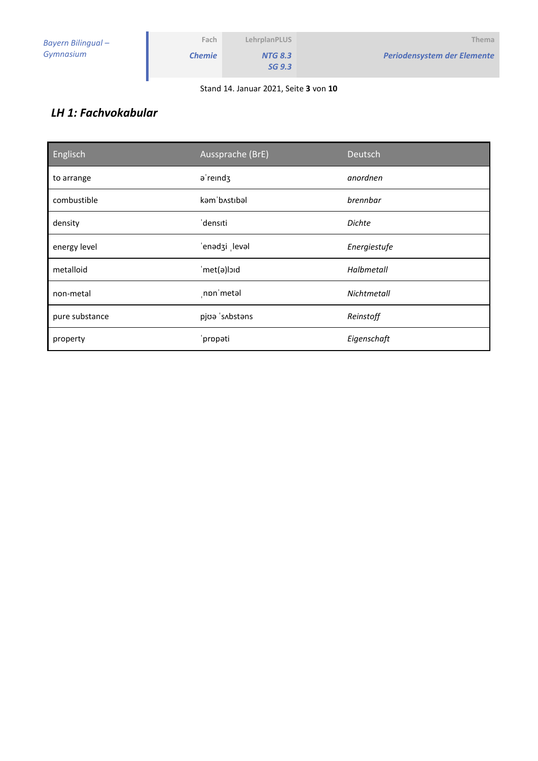## *LH 1: Fachvokabular*

| Englisch | Aussprache (BrE) | Deutsch |
|---|---|---|
| to arrange | əˈreɪndʒ | *anordnen* |
| combustible | kəmˈbʌstɪbəl | *brennbar* |
| density | ˈdensɪti | *Dichte* |
| energy level | ˈenədʒi ˌlevəl | *Energiestufe* |
| metalloid | ˈmet(ə)lɔɪd | *Halbmetall* |
| non-metal | ˌnɒnˈmetəl | *Nichtmetall* |
| pure substance | pjʊə ˈsʌbstəns | *Reinstoff* |
| property | ˈprɒpəti | *Eigenschaft* |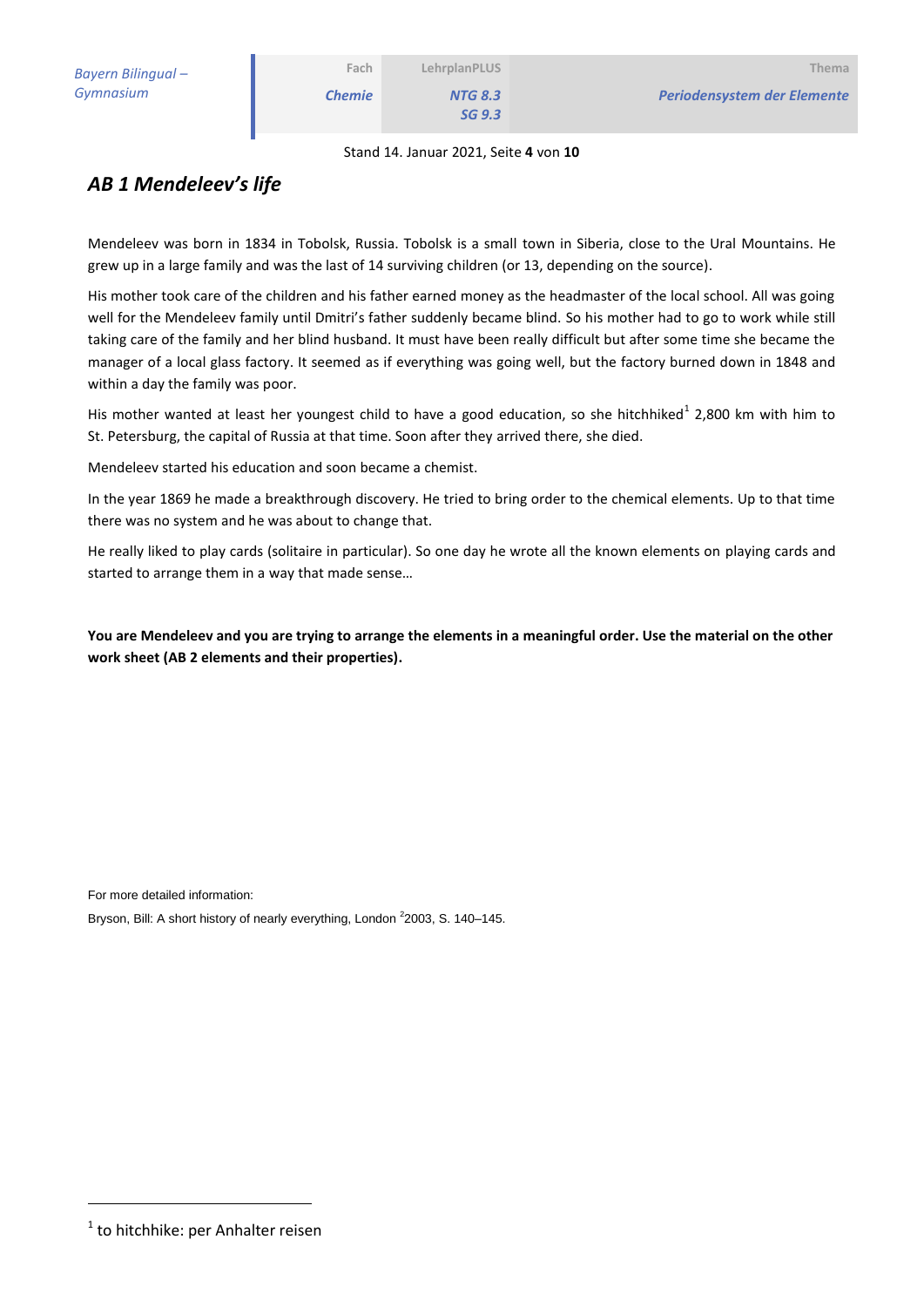## *AB 1 Mendeleev's life*

Mendeleev was born in 1834 in Tobolsk, Russia. Tobolsk is a small town in Siberia, close to the Ural Mountains. He grew up in a large family and was the last of 14 surviving children (or 13, depending on the source).

His mother took care of the children and his father earned money as the headmaster of the local school. All was going well for the Mendeleev family until Dmitri's father suddenly became blind. So his mother had to go to work while still taking care of the family and her blind husband. It must have been really difficult but after some time she became the manager of a local glass factory. It seemed as if everything was going well, but the factory burned down in 1848 and within a day the family was poor.

His mother wanted at least her youngest child to have a good education, so she hitchhiked[1] 2,800 km with him to St. Petersburg, the capital of Russia at that time. Soon after they arrived there, she died.

Mendeleev started his education and soon became a chemist.

In the year 1869 he made a breakthrough discovery. He tried to bring order to the chemical elements. Up to that time there was no system and he was about to change that.

He really liked to play cards (solitaire in particular). So one day he wrote all the known elements on playing cards and started to arrange them in a way that made sense…

**You are Mendeleev and you are trying to arrange the elements in a meaningful order. Use the material on the other work sheet (AB 2 elements and their properties).**

For more detailed information:

Bryson, Bill: A short history of nearly everything, London [2]2003, S. 140–145.

[1] to hitchhike: per Anhalter reisen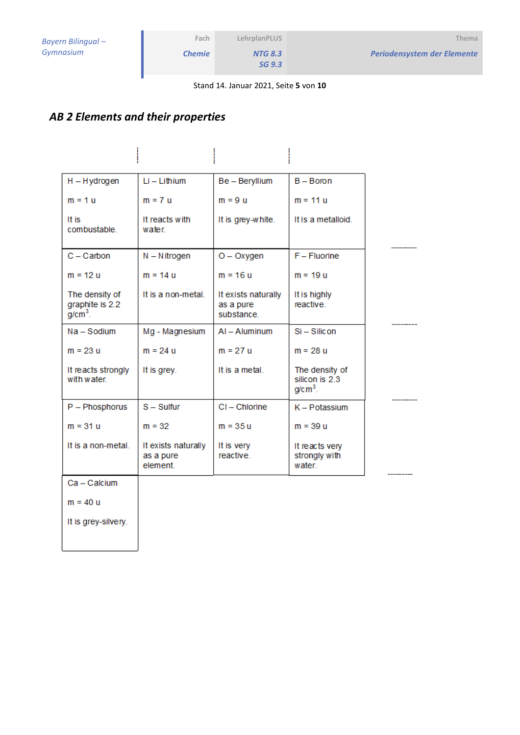## AB 2 Elements and their properties

| | | | |
|---|---|---|---|
| H – Hydrogen<br><br>m = 1 u<br><br>It is combustable. | Li – Lithium<br><br>m = 7 u<br><br>It reacts with water. | Be – Beryllium<br><br>m = 9 u<br><br>It is grey-white. | B – Boron<br><br>m = 11 u<br><br>It is a metalloid. |
| C – Carbon<br><br>m = 12 u<br><br>The density of graphite is 2.2 g/cm$^3$. | N – Nitrogen<br><br>m = 14 u<br><br>It is a non-metal. | O – Oxygen<br><br>m = 16 u<br><br>It exists naturally as a pure substance. | F – Fluorine<br><br>m = 19 u<br><br>It is highly reactive. |
| Na – Sodium<br><br>m = 23 u<br><br>It reacts strongly with water. | Mg - Magnesium<br><br>m = 24 u<br><br>It is grey. | Al – Aluminum<br><br>m = 27 u<br><br>It is a metal. | Si – Silicon<br><br>m = 28 u<br><br>The density of silicon is 2.3 g/cm$^3$. |
| P – Phosphorus<br><br>m = 31 u<br><br>It is a non-metal. | S – Sulfur<br><br>m = 32<br><br>It exists naturally as a pure element. | Cl – Chlorine<br><br>m = 35 u<br><br>It is very reactive. | K – Potassium<br><br>m = 39 u<br><br>It reacts very strongly with water. |
| Ca – Calcium<br><br>m = 40 u<br><br>It is grey-silvery. | | | |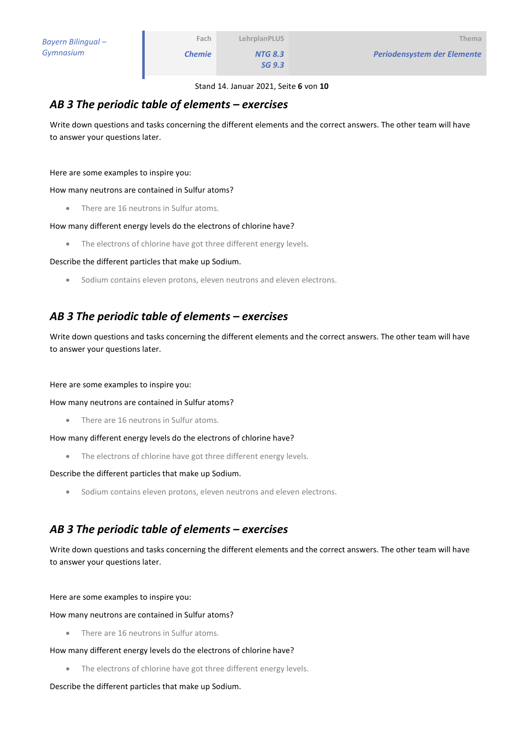## AB 3 The periodic table of elements – exercises

Write down questions and tasks concerning the different elements and the correct answers. The other team will have to answer your questions later.

Here are some examples to inspire you:

How many neutrons are contained in Sulfur atoms?

- There are 16 neutrons in Sulfur atoms.

How many different energy levels do the electrons of chlorine have?

- The electrons of chlorine have got three different energy levels.

Describe the different particles that make up Sodium.

- Sodium contains eleven protons, eleven neutrons and eleven electrons.

## AB 3 The periodic table of elements – exercises

Write down questions and tasks concerning the different elements and the correct answers. The other team will have to answer your questions later.

Here are some examples to inspire you:

How many neutrons are contained in Sulfur atoms?

- There are 16 neutrons in Sulfur atoms.

How many different energy levels do the electrons of chlorine have?

- The electrons of chlorine have got three different energy levels.

Describe the different particles that make up Sodium.

- Sodium contains eleven protons, eleven neutrons and eleven electrons.

## AB 3 The periodic table of elements – exercises

Write down questions and tasks concerning the different elements and the correct answers. The other team will have to answer your questions later.

Here are some examples to inspire you:

How many neutrons are contained in Sulfur atoms?

- There are 16 neutrons in Sulfur atoms.

How many different energy levels do the electrons of chlorine have?

- The electrons of chlorine have got three different energy levels.

Describe the different particles that make up Sodium.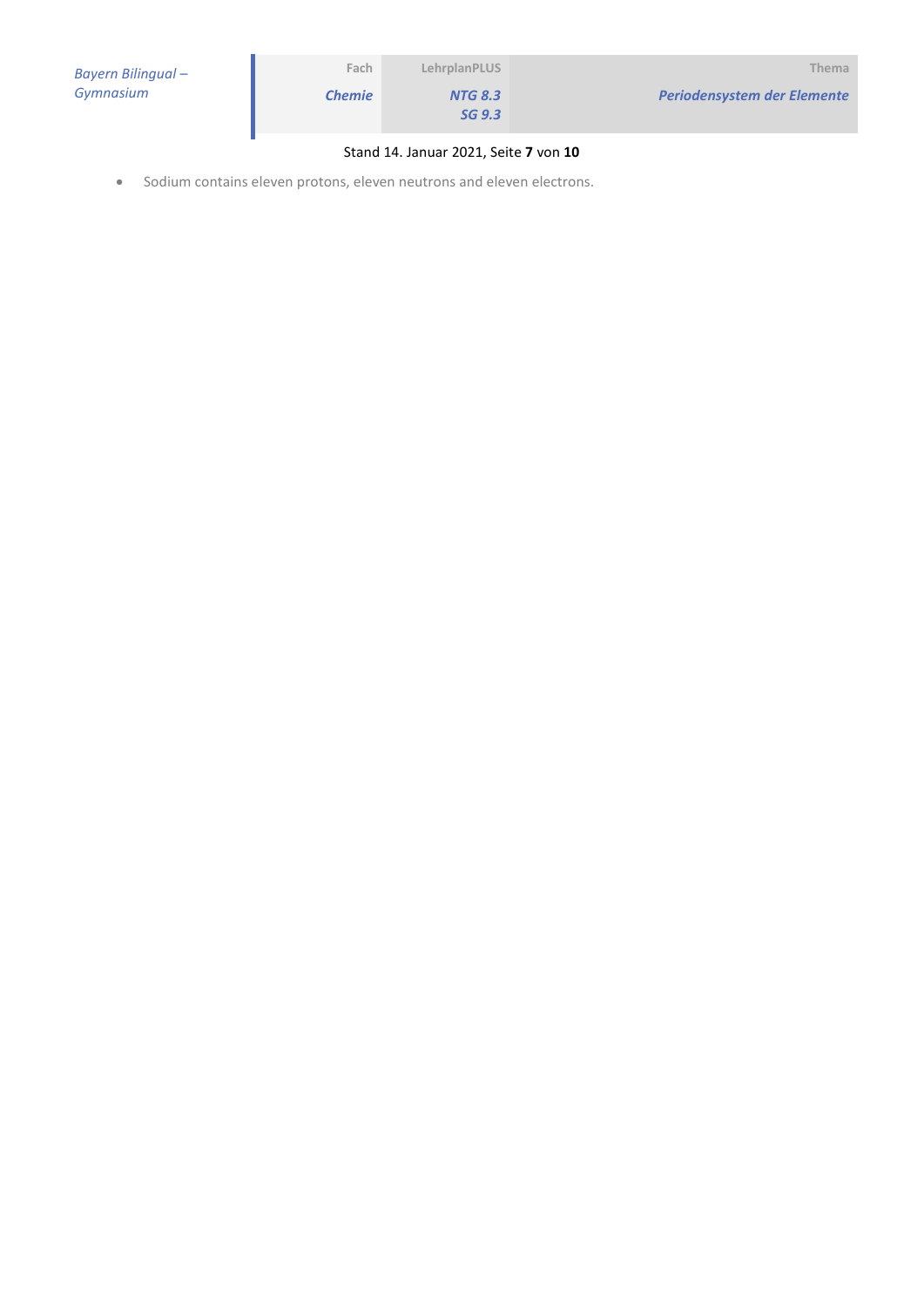- Sodium contains eleven protons, eleven neutrons and eleven electrons.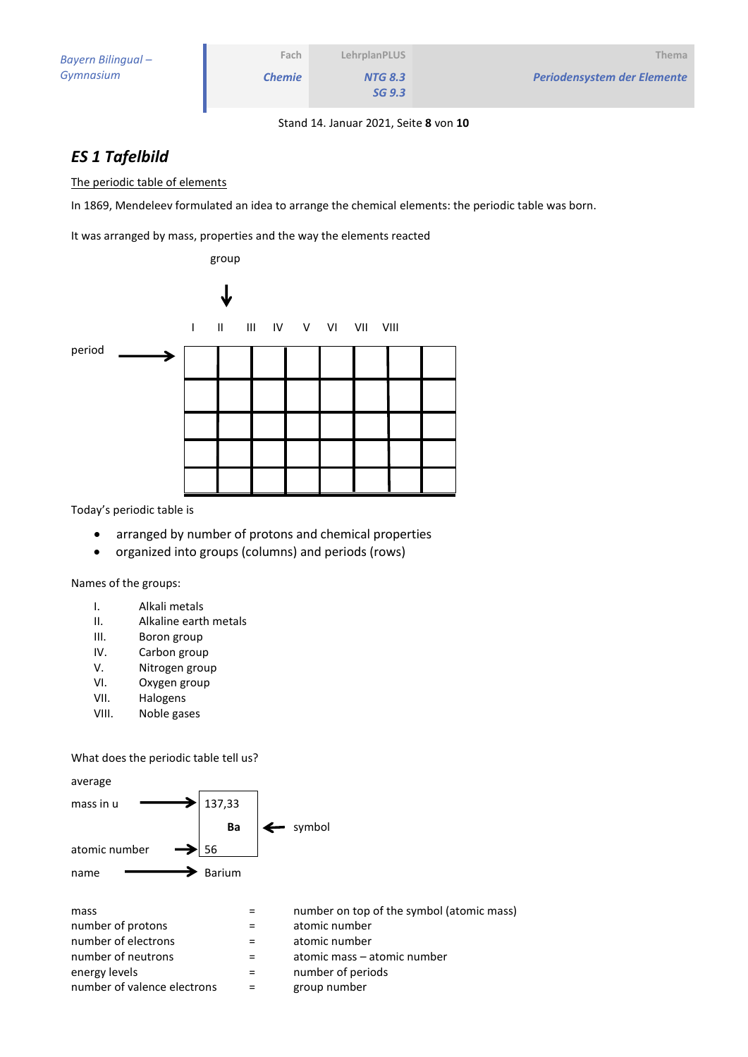## ES 1 Tafelbild

The periodic table of elements

In 1869, Mendeleev formulated an idea to arrange the chemical elements: the periodic table was born.

It was arranged by mass, properties and the way the elements reacted

group ↓

period →

| I | II | III | IV | V | VI | VII | VIII |
|---|---|---|---|---|---|---|---|
| | | | | | | | |
| | | | | | | | |
| | | | | | | | |
| | | | | | | | |
| | | | | | | | |

Today's periodic table is

- arranged by number of protons and chemical properties
- organized into groups (columns) and periods (rows)

Names of the groups:

I. Alkali metals
II. Alkaline earth metals
III. Boron group
IV. Carbon group
V. Nitrogen group
VI. Oxygen group
VII. Halogens
VIII. Noble gases

What does the periodic table tell us?

average mass in u → 137,33

symbol ← Ba

atomic number → 56

name → Barium

| | | |
|---|---|---|
| mass | = | number on top of the symbol (atomic mass) |
| number of protons | = | atomic number |
| number of electrons | = | atomic number |
| number of neutrons | = | atomic mass – atomic number |
| energy levels | = | number of periods |
| number of valence electrons | = | group number |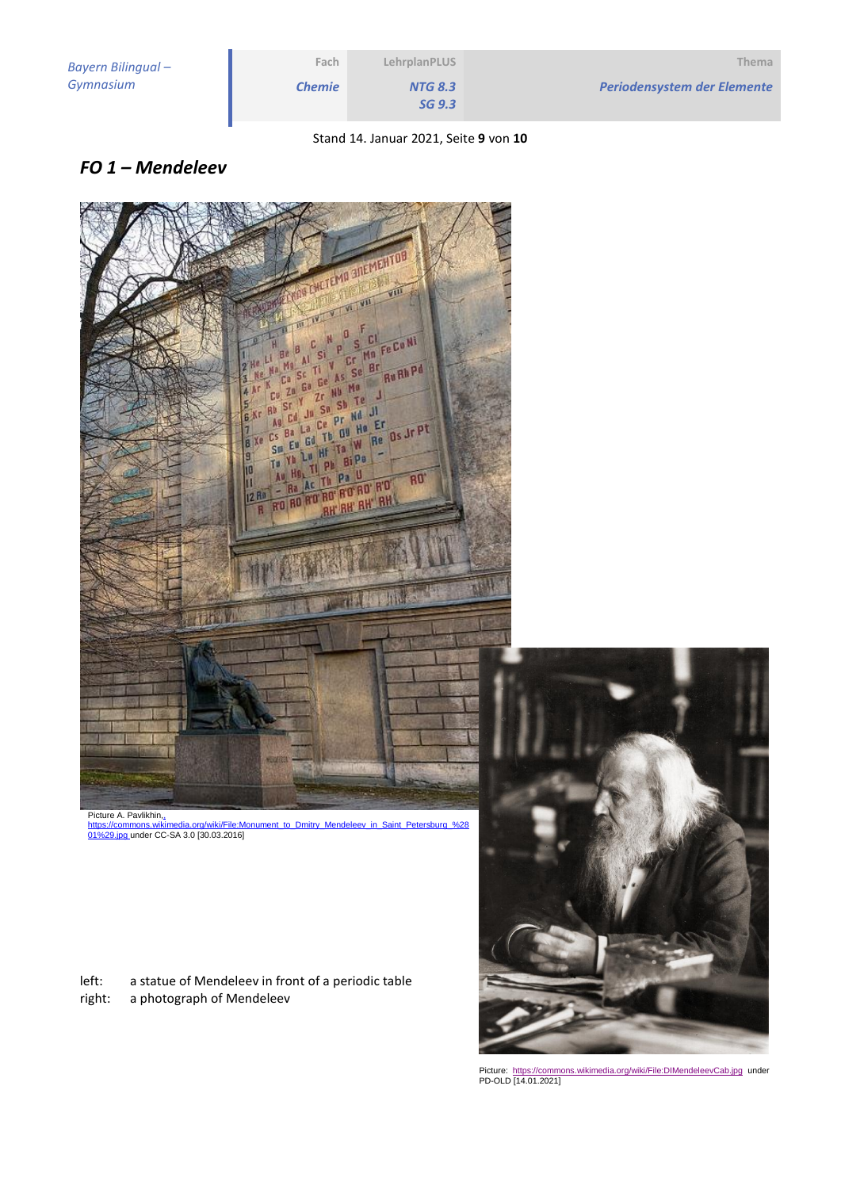## *FO 1 – Mendeleev*

Picture A. Pavlikhin, https://commons.wikimedia.org/wiki/File:Monument_to_Dmitry_Mendeleev_in_Saint_Petersburg_%2801%29.jpg under CC-SA 3.0 [30.03.2016]

left: a statue of Mendeleev in front of a periodic table

right: a photograph of Mendeleev

Picture: https://commons.wikimedia.org/wiki/File:DIMendeleevCab.jpg under PD-OLD [14.01.2021]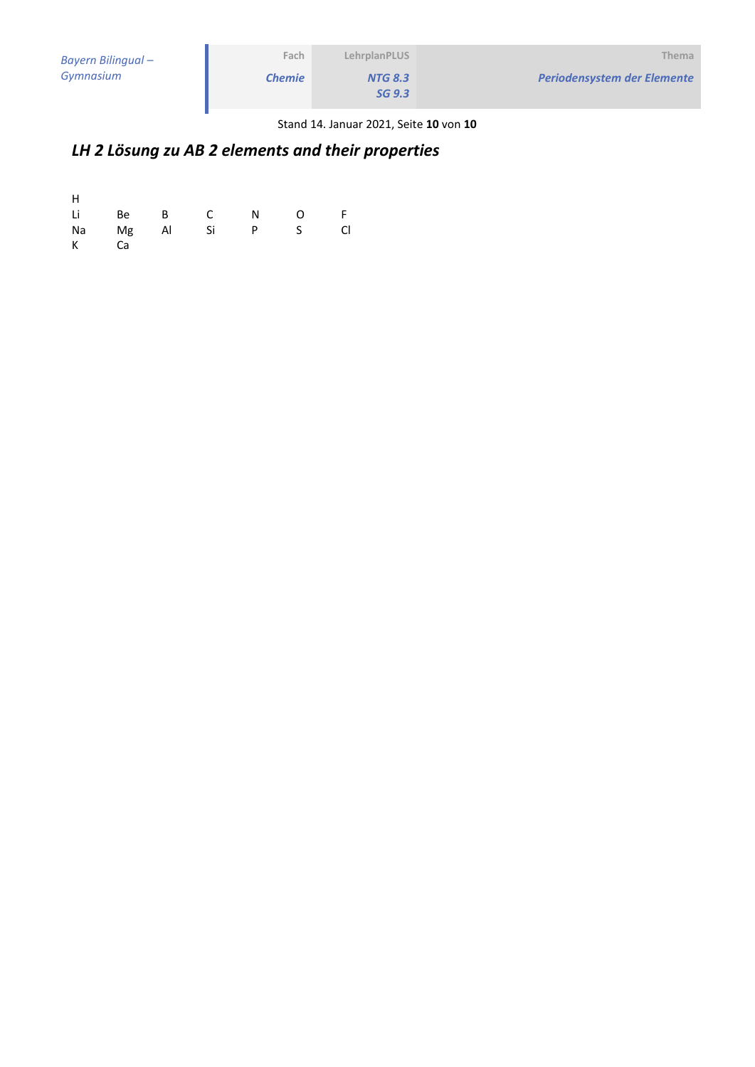## *LH 2 Lösung zu AB 2 elements and their properties*

| | | | | | | |
|---|---|---|---|---|---|---|
| H | | | | | | |
| Li | Be | B | C | N | O | F |
| Na | Mg | Al | Si | P | S | Cl |
| K | Ca | | | | | |